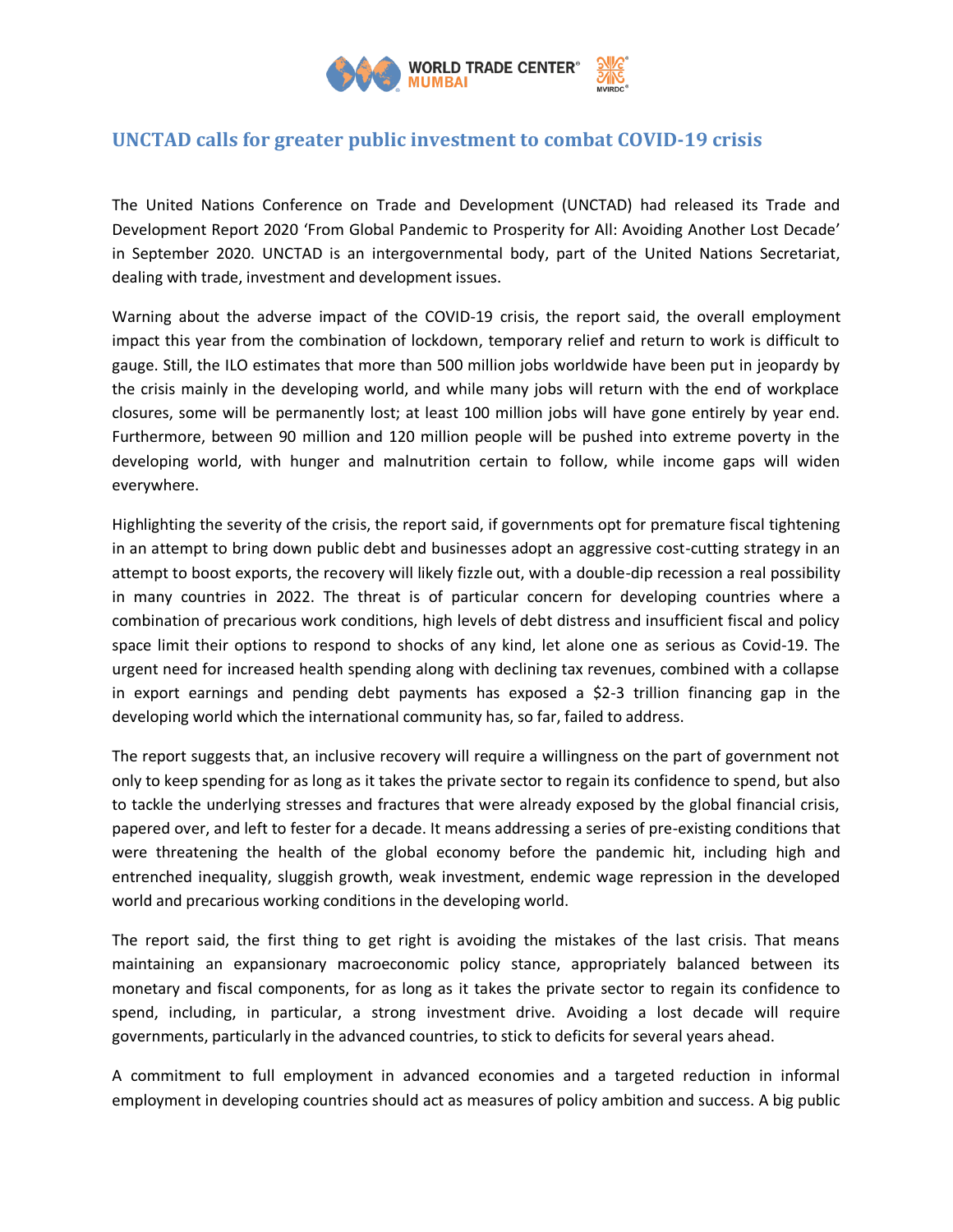## UNCTAD calls for greater public investment to combat COVID-19 crisis

The United Nations Conference on Trade and Development (UNCTAD) had released its Trade and Development Report 2020 'From Global Pandemic to Prosperity for All: Avoiding Another Lost Decade' in September 2020. UNCTAD is an intergovernmental body, part of the United Nations Secretariat, dealing with trade, investment and development issues.

Warning about the adverse impact of the COVID-19 crisis, the report said, the overall employment impact this year from the combination of lockdown, temporary relief and return to work is difficult to gauge. Still, the ILO estimates that more than 500 million jobs worldwide have been put in jeopardy by the crisis mainly in the developing world, and while many jobs will return with the end of workplace closures, some will be permanently lost; at least 100 million jobs will have gone entirely by year end. Furthermore, between 90 million and 120 million people will be pushed into extreme poverty in the developing world, with hunger and malnutrition certain to follow, while income gaps will widen everywhere.

Highlighting the severity of the crisis, the report said, if governments opt for premature fiscal tightening in an attempt to bring down public debt and businesses adopt an aggressive cost-cutting strategy in an attempt to boost exports, the recovery will likely fizzle out, with a double-dip recession a real possibility in many countries in 2022. The threat is of particular concern for developing countries where a combination of precarious work conditions, high levels of debt distress and insufficient fiscal and policy space limit their options to respond to shocks of any kind, let alone one as serious as Covid-19. The urgent need for increased health spending along with declining tax revenues, combined with a collapse in export earnings and pending debt payments has exposed a $2-3 trillion financing gap in the developing world which the international community has, so far, failed to address.

The report suggests that, an inclusive recovery will require a willingness on the part of government not only to keep spending for as long as it takes the private sector to regain its confidence to spend, but also to tackle the underlying stresses and fractures that were already exposed by the global financial crisis, papered over, and left to fester for a decade. It means addressing a series of pre-existing conditions that were threatening the health of the global economy before the pandemic hit, including high and entrenched inequality, sluggish growth, weak investment, endemic wage repression in the developed world and precarious working conditions in the developing world.

The report said, the first thing to get right is avoiding the mistakes of the last crisis. That means maintaining an expansionary macroeconomic policy stance, appropriately balanced between its monetary and fiscal components, for as long as it takes the private sector to regain its confidence to spend, including, in particular, a strong investment drive. Avoiding a lost decade will require governments, particularly in the advanced countries, to stick to deficits for several years ahead.

A commitment to full employment in advanced economies and a targeted reduction in informal employment in developing countries should act as measures of policy ambition and success. A big public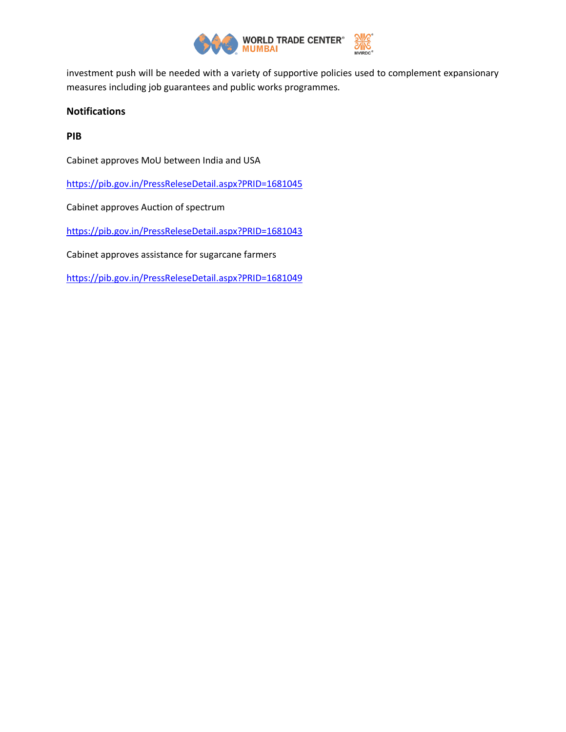investment push will be needed with a variety of supportive policies used to complement expansionary measures including job guarantees and public works programmes.

**Notifications**

**PIB**

Cabinet approves MoU between India and USA

https://pib.gov.in/PressReleseDetail.aspx?PRID=1681045

Cabinet approves Auction of spectrum

https://pib.gov.in/PressReleseDetail.aspx?PRID=1681043

Cabinet approves assistance for sugarcane farmers

https://pib.gov.in/PressReleseDetail.aspx?PRID=1681049